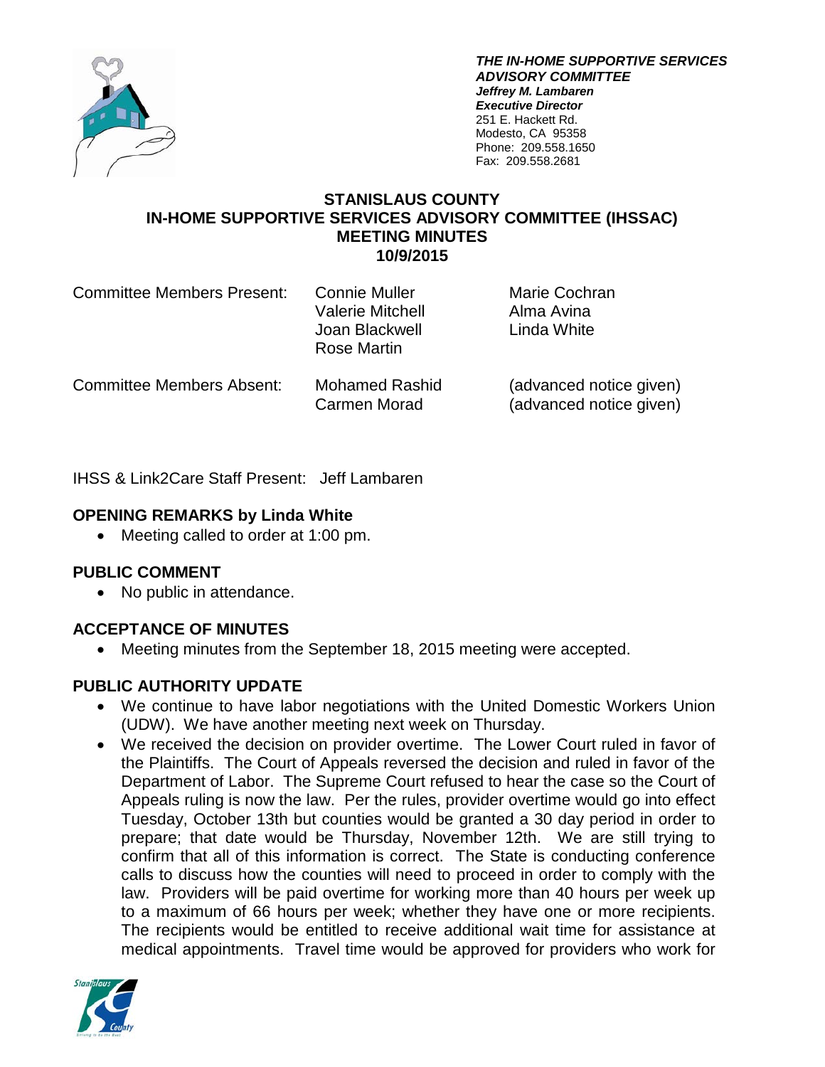***THE IN-HOME SUPPORTIVE SERVICES ADVISORY COMMITTEE***
***Jeffrey M. Lambaren***
***Executive Director***
251 E. Hackett Rd.
Modesto, CA 95358
Phone: 209.558.1650
Fax: 209.558.2681

# STANISLAUS COUNTY
# IN-HOME SUPPORTIVE SERVICES ADVISORY COMMITTEE (IHSSAC)
# MEETING MINUTES
# 10/9/2015

| | | |
|---|---|---|
| Committee Members Present: | Connie Muller | Marie Cochran |
| | Valerie Mitchell | Alma Avina |
| | Joan Blackwell | Linda White |
| | Rose Martin | |
| Committee Members Absent: | Mohamed Rashid | (advanced notice given) |
| | Carmen Morad | (advanced notice given) |

IHSS & Link2Care Staff Present: Jeff Lambaren

## OPENING REMARKS by Linda White

- Meeting called to order at 1:00 pm.

## PUBLIC COMMENT

- No public in attendance.

## ACCEPTANCE OF MINUTES

- Meeting minutes from the September 18, 2015 meeting were accepted.

## PUBLIC AUTHORITY UPDATE

- We continue to have labor negotiations with the United Domestic Workers Union (UDW). We have another meeting next week on Thursday.
- We received the decision on provider overtime. The Lower Court ruled in favor of the Plaintiffs. The Court of Appeals reversed the decision and ruled in favor of the Department of Labor. The Supreme Court refused to hear the case so the Court of Appeals ruling is now the law. Per the rules, provider overtime would go into effect Tuesday, October 13th but counties would be granted a 30 day period in order to prepare; that date would be Thursday, November 12th. We are still trying to confirm that all of this information is correct. The State is conducting conference calls to discuss how the counties will need to proceed in order to comply with the law. Providers will be paid overtime for working more than 40 hours per week up to a maximum of 66 hours per week; whether they have one or more recipients. The recipients would be entitled to receive additional wait time for assistance at medical appointments. Travel time would be approved for providers who work for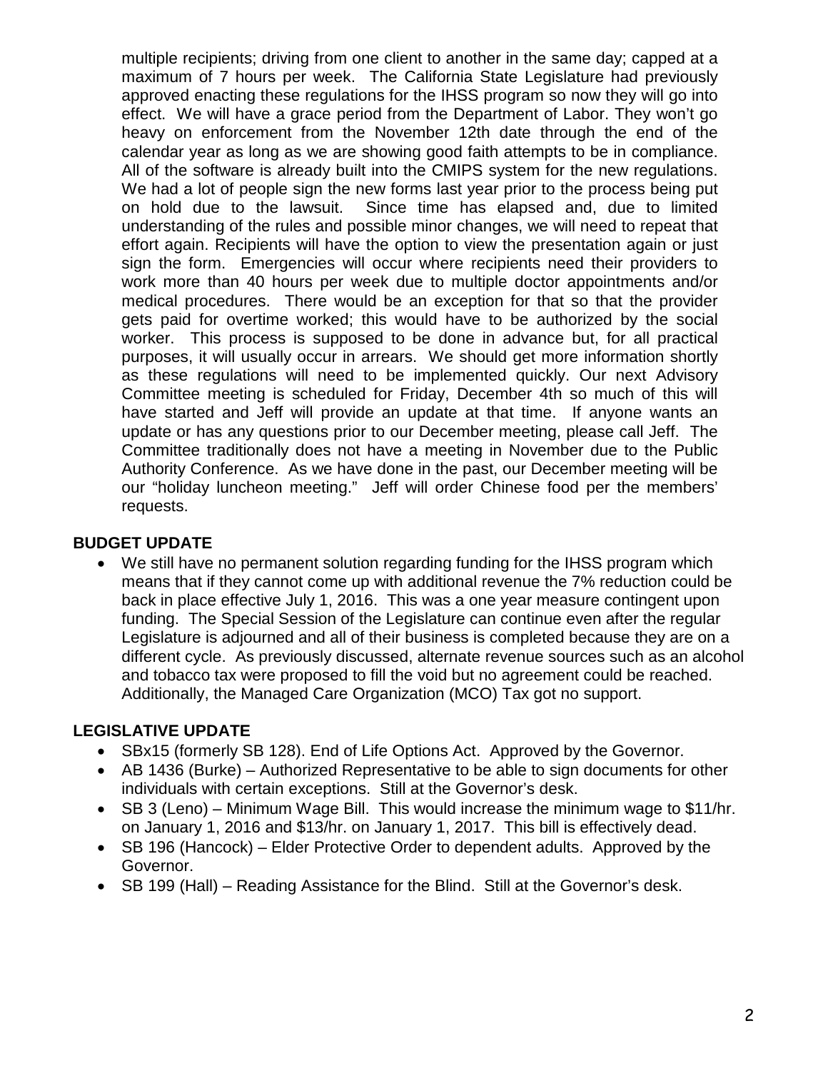multiple recipients; driving from one client to another in the same day; capped at a maximum of 7 hours per week. The California State Legislature had previously approved enacting these regulations for the IHSS program so now they will go into effect. We will have a grace period from the Department of Labor. They won't go heavy on enforcement from the November 12th date through the end of the calendar year as long as we are showing good faith attempts to be in compliance. All of the software is already built into the CMIPS system for the new regulations. We had a lot of people sign the new forms last year prior to the process being put on hold due to the lawsuit. Since time has elapsed and, due to limited understanding of the rules and possible minor changes, we will need to repeat that effort again. Recipients will have the option to view the presentation again or just sign the form. Emergencies will occur where recipients need their providers to work more than 40 hours per week due to multiple doctor appointments and/or medical procedures. There would be an exception for that so that the provider gets paid for overtime worked; this would have to be authorized by the social worker. This process is supposed to be done in advance but, for all practical purposes, it will usually occur in arrears. We should get more information shortly as these regulations will need to be implemented quickly. Our next Advisory Committee meeting is scheduled for Friday, December 4th so much of this will have started and Jeff will provide an update at that time. If anyone wants an update or has any questions prior to our December meeting, please call Jeff. The Committee traditionally does not have a meeting in November due to the Public Authority Conference. As we have done in the past, our December meeting will be our "holiday luncheon meeting." Jeff will order Chinese food per the members' requests.

**BUDGET UPDATE**

- We still have no permanent solution regarding funding for the IHSS program which means that if they cannot come up with additional revenue the 7% reduction could be back in place effective July 1, 2016. This was a one year measure contingent upon funding. The Special Session of the Legislature can continue even after the regular Legislature is adjourned and all of their business is completed because they are on a different cycle. As previously discussed, alternate revenue sources such as an alcohol and tobacco tax were proposed to fill the void but no agreement could be reached. Additionally, the Managed Care Organization (MCO) Tax got no support.

**LEGISLATIVE UPDATE**

- SBx15 (formerly SB 128). End of Life Options Act. Approved by the Governor.
- AB 1436 (Burke) – Authorized Representative to be able to sign documents for other individuals with certain exceptions. Still at the Governor's desk.
- SB 3 (Leno) – Minimum Wage Bill. This would increase the minimum wage to $11/hr. on January 1, 2016 and $13/hr. on January 1, 2017. This bill is effectively dead.
- SB 196 (Hancock) – Elder Protective Order to dependent adults. Approved by the Governor.
- SB 199 (Hall) – Reading Assistance for the Blind. Still at the Governor's desk.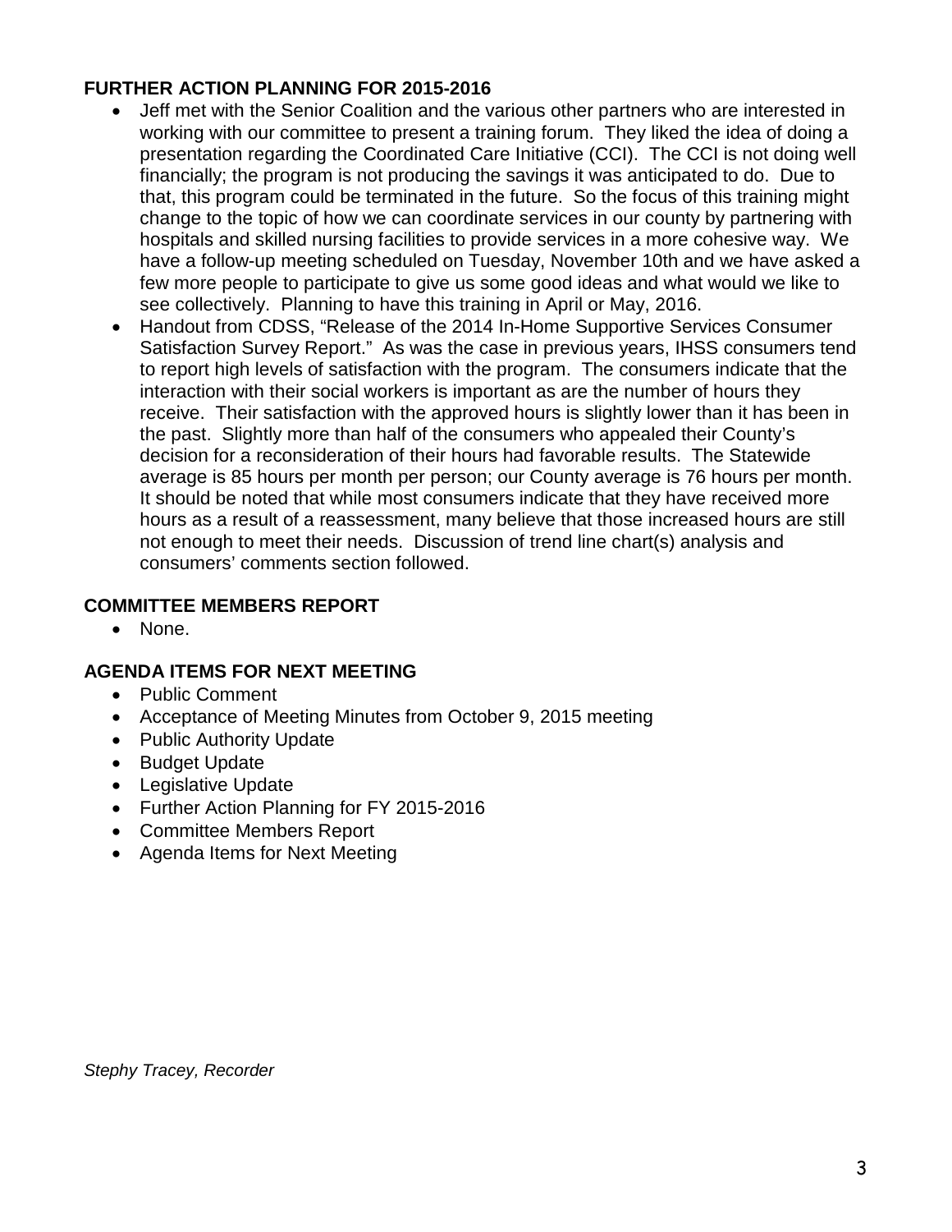## FURTHER ACTION PLANNING FOR 2015-2016

- Jeff met with the Senior Coalition and the various other partners who are interested in working with our committee to present a training forum. They liked the idea of doing a presentation regarding the Coordinated Care Initiative (CCI). The CCI is not doing well financially; the program is not producing the savings it was anticipated to do. Due to that, this program could be terminated in the future. So the focus of this training might change to the topic of how we can coordinate services in our county by partnering with hospitals and skilled nursing facilities to provide services in a more cohesive way. We have a follow-up meeting scheduled on Tuesday, November 10th and we have asked a few more people to participate to give us some good ideas and what would we like to see collectively. Planning to have this training in April or May, 2016.
- Handout from CDSS, "Release of the 2014 In-Home Supportive Services Consumer Satisfaction Survey Report." As was the case in previous years, IHSS consumers tend to report high levels of satisfaction with the program. The consumers indicate that the interaction with their social workers is important as are the number of hours they receive. Their satisfaction with the approved hours is slightly lower than it has been in the past. Slightly more than half of the consumers who appealed their County's decision for a reconsideration of their hours had favorable results. The Statewide average is 85 hours per month per person; our County average is 76 hours per month. It should be noted that while most consumers indicate that they have received more hours as a result of a reassessment, many believe that those increased hours are still not enough to meet their needs. Discussion of trend line chart(s) analysis and consumers' comments section followed.

## COMMITTEE MEMBERS REPORT

- None.

## AGENDA ITEMS FOR NEXT MEETING

- Public Comment
- Acceptance of Meeting Minutes from October 9, 2015 meeting
- Public Authority Update
- Budget Update
- Legislative Update
- Further Action Planning for FY 2015-2016
- Committee Members Report
- Agenda Items for Next Meeting

*Stephy Tracey, Recorder*